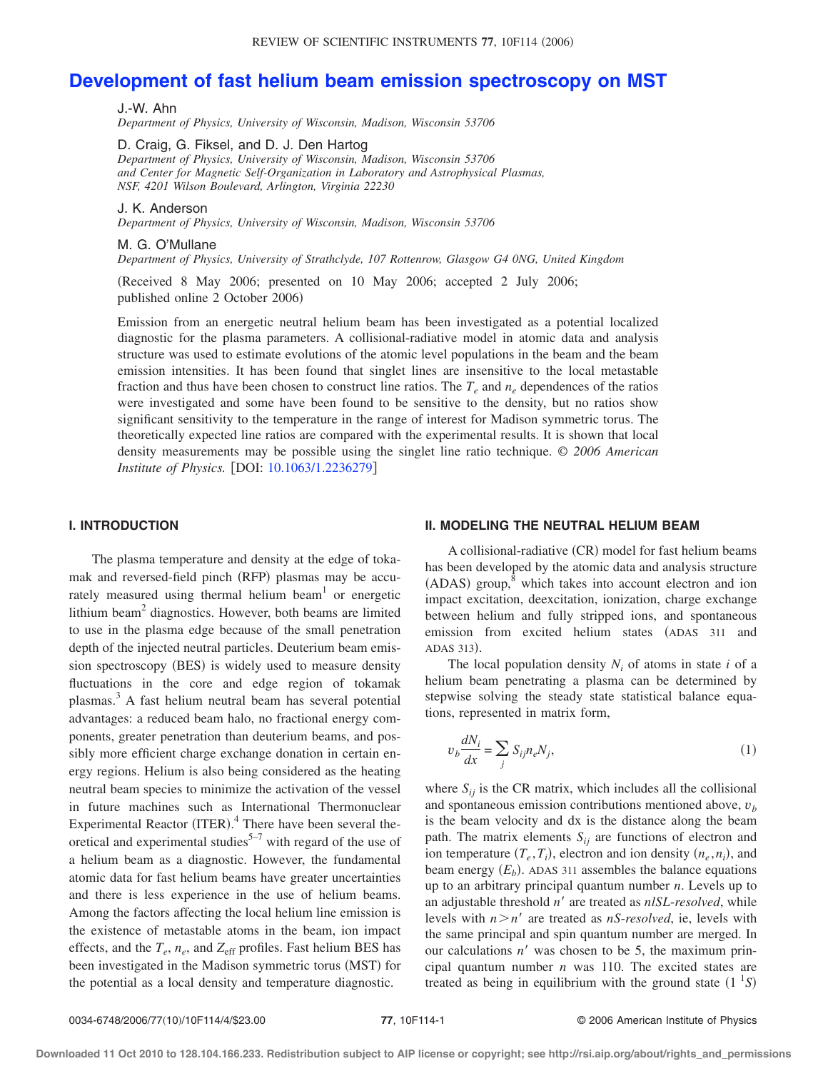# Development of fast helium beam emission spectroscopy on MST

J.-W. Ahn
*Department of Physics, University of Wisconsin, Madison, Wisconsin 53706*

D. Craig, G. Fiksel, and D. J. Den Hartog
*Department of Physics, University of Wisconsin, Madison, Wisconsin 53706 and Center for Magnetic Self-Organization in Laboratory and Astrophysical Plasmas, NSF, 4201 Wilson Boulevard, Arlington, Virginia 22230*

J. K. Anderson
*Department of Physics, University of Wisconsin, Madison, Wisconsin 53706*

M. G. O'Mullane
*Department of Physics, University of Strathclyde, 107 Rottenrow, Glasgow G4 0NG, United Kingdom*

(Received 8 May 2006; presented on 10 May 2006; accepted 2 July 2006; published online 2 October 2006)

Emission from an energetic neutral helium beam has been investigated as a potential localized diagnostic for the plasma parameters. A collisional-radiative model in atomic data and analysis structure was used to estimate evolutions of the atomic level populations in the beam and the beam emission intensities. It has been found that singlet lines are insensitive to the local metastable fraction and thus have been chosen to construct line ratios. The $T_e$ and $n_e$ dependences of the ratios were investigated and some have been found to be sensitive to the density, but no ratios show significant sensitivity to the temperature in the range of interest for Madison symmetric torus. The theoretically expected line ratios are compared with the experimental results. It is shown that local density measurements may be possible using the singlet line ratio technique. © *2006 American Institute of Physics.* [DOI: 10.1063/1.2236279]

## I. INTRODUCTION

The plasma temperature and density at the edge of tokamak and reversed-field pinch (RFP) plasmas may be accurately measured using thermal helium beam[1] or energetic lithium beam[2] diagnostics. However, both beams are limited to use in the plasma edge because of the small penetration depth of the injected neutral particles. Deuterium beam emission spectroscopy (BES) is widely used to measure density fluctuations in the core and edge region of tokamak plasmas.[3] A fast helium neutral beam has several potential advantages: a reduced beam halo, no fractional energy components, greater penetration than deuterium beams, and possibly more efficient charge exchange donation in certain energy regions. Helium is also being considered as the heating neutral beam species to minimize the activation of the vessel in future machines such as International Thermonuclear Experimental Reactor (ITER).[4] There have been several theoretical and experimental studies[5–7] with regard of the use of a helium beam as a diagnostic. However, the fundamental atomic data for fast helium beams have greater uncertainties and there is less experience in the use of helium beams. Among the factors affecting the local helium line emission is the existence of metastable atoms in the beam, ion impact effects, and the $T_e$, $n_e$, and $Z_{\mathrm{eff}}$ profiles. Fast helium BES has been investigated in the Madison symmetric torus (MST) for the potential as a local density and temperature diagnostic.

## II. MODELING THE NEUTRAL HELIUM BEAM

A collisional-radiative (CR) model for fast helium beams has been developed by the atomic data and analysis structure (ADAS) group,[8] which takes into account electron and ion impact excitation, deexcitation, ionization, charge exchange between helium and fully stripped ions, and spontaneous emission from excited helium states (ADAS 311 and ADAS 313).

The local population density $N_i$ of atoms in state $i$ of a helium beam penetrating a plasma can be determined by stepwise solving the steady state statistical balance equations, represented in matrix form,

$$v_b \frac{dN_i}{dx} = \sum_j S_{ij} n_e N_j, \tag{1}$$

where $S_{ij}$ is the CR matrix, which includes all the collisional and spontaneous emission contributions mentioned above, $v_b$ is the beam velocity and dx is the distance along the beam path. The matrix elements $S_{ij}$ are functions of electron and ion temperature $(T_e, T_i)$, electron and ion density $(n_e, n_i)$, and beam energy $(E_b)$. ADAS 311 assembles the balance equations up to an arbitrary principal quantum number $n$. Levels up to an adjustable threshold $n'$ are treated as *nlSL-resolved*, while levels with $n > n'$ are treated as *nS-resolved*, ie, levels with the same principal and spin quantum number are merged. In our calculations $n'$ was chosen to be 5, the maximum principal quantum number $n$ was 110. The excited states are treated as being in equilibrium with the ground state $(1\,^1S)$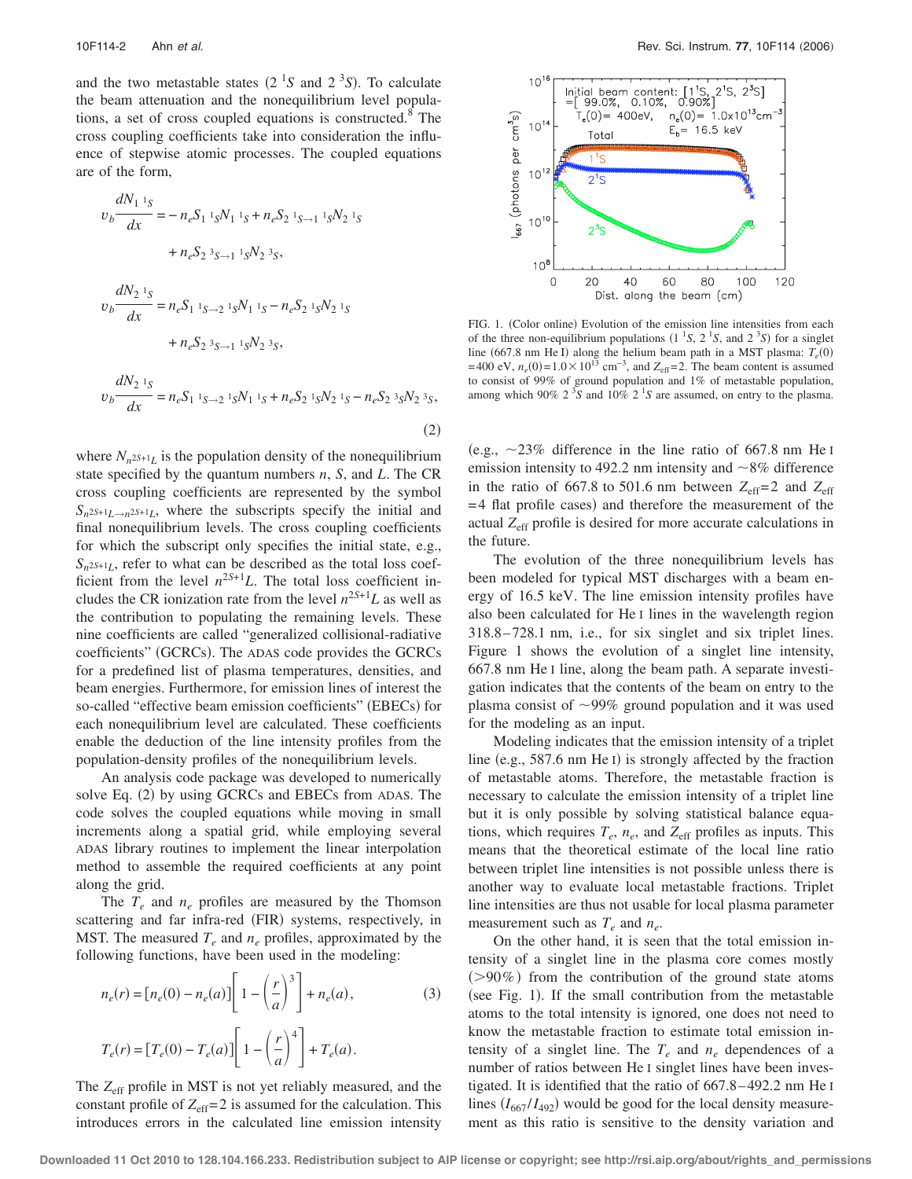and the two metastable states ($2\,^1S$ and $2\,^3S$). To calculate the beam attenuation and the nonequilibrium level populations, a set of cross coupled equations is constructed.[8] The cross coupling coefficients take into consideration the influence of stepwise atomic processes. The coupled equations are of the form,

$$
\begin{aligned}
v_b \frac{dN_{1\,^1S}}{dx} &= -n_e S_{1\,^1S} N_{1\,^1S} + n_e S_{2\,^1S \to 1\,^1S} N_{2\,^1S} \\
&\quad + n_e S_{2\,^3S \to 1\,^1S} N_{2\,^3S}, \\
v_b \frac{dN_{2\,^1S}}{dx} &= n_e S_{1\,^1S \to 2\,^1S} N_{1\,^1S} - n_e S_{2\,^1S} N_{2\,^1S} \\
&\quad + n_e S_{2\,^3S \to 1\,^1S} N_{2\,^3S}, \\
v_b \frac{dN_{2\,^1S}}{dx} &= n_e S_{1\,^1S \to 2\,^1S} N_{1\,^1S} + n_e S_{2\,^1S} N_{2\,^1S} - n_e S_{2\,^3S} N_{2\,^3S},
\end{aligned}
\tag{2}
$$

where $N_{n^{2S+1}L}$ is the population density of the nonequilibrium state specified by the quantum numbers $n$, $S$, and $L$. The CR cross coupling coefficients are represented by the symbol $S_{n^{2S+1}L \to n^{2S+1}L}$, where the subscripts specify the initial and final nonequilibrium levels. The cross coupling coefficients for which the subscript only specifies the initial state, e.g., $S_{n^{2S+1}L}$, refer to what can be described as the total loss coefficient from the level $n^{2S+1}L$. The total loss coefficient includes the CR ionization rate from the level $n^{2S+1}L$ as well as the contribution to populating the remaining levels. These nine coefficients are called "generalized collisional-radiative coefficients" (GCRCs). The ADAS code provides the GCRCs for a predefined list of plasma temperatures, densities, and beam energies. Furthermore, for emission lines of interest the so-called "effective beam emission coefficients" (EBECs) for each nonequilibrium level are calculated. These coefficients enable the deduction of the line intensity profiles from the population-density profiles of the nonequilibrium levels.

An analysis code package was developed to numerically solve Eq. (2) by using GCRCs and EBECs from ADAS. The code solves the coupled equations while moving in small increments along a spatial grid, while employing several ADAS library routines to implement the linear interpolation method to assemble the required coefficients at any point along the grid.

The $T_e$ and $n_e$ profiles are measured by the Thomson scattering and far infra-red (FIR) systems, respectively, in MST. The measured $T_e$ and $n_e$ profiles, approximated by the following functions, have been used in the modeling:

$$
n_e(r) = [n_e(0) - n_e(a)]\left[1 - \left(\frac{r}{a}\right)^3\right] + n_e(a),
\tag{3}
$$

$$
T_e(r) = [T_e(0) - T_e(a)]\left[1 - \left(\frac{r}{a}\right)^4\right] + T_e(a).
$$

The $Z_{\mathrm{eff}}$ profile in MST is not yet reliably measured, and the constant profile of $Z_{\mathrm{eff}}=2$ is assumed for the calculation. This introduces errors in the calculated line emission intensity (e.g., ~23% difference in the line ratio of 667.8 nm He I emission intensity to 492.2 nm intensity and ~8% difference in the ratio of 667.8 to 501.6 nm between $Z_{\mathrm{eff}}=2$ and $Z_{\mathrm{eff}}=4$ flat profile cases) and therefore the measurement of the actual $Z_{\mathrm{eff}}$ profile is desired for more accurate calculations in the future.

The evolution of the three nonequilibrium levels has been modeled for typical MST discharges with a beam energy of 16.5 keV. The line emission intensity profiles have also been calculated for He I lines in the wavelength region 318.8–728.1 nm, i.e., for six singlet and six triplet lines. Figure 1 shows the evolution of a singlet line intensity, 667.8 nm He I line, along the beam path. A separate investigation indicates that the contents of the beam on entry to the plasma consist of ~99% ground population and it was used for the modeling as an input.

FIG. 1. (Color online) Evolution of the emission line intensities from each of the three non-equilibrium populations ($1\,^1S$, $2\,^1S$, and $2\,^3S$) for a singlet line (667.8 nm He I) along the helium beam path in a MST plasma: $T_e(0)=400$ eV, $n_e(0)=1.0\times10^{13}$ cm$^{-3}$, and $Z_{\mathrm{eff}}=2$. The beam content is assumed to consist of 99% of ground population and 1% of metastable population, among which 90% $2\,^3S$ and 10% $2\,^1S$ are assumed, on entry to the plasma.

Modeling indicates that the emission intensity of a triplet line (e.g., 587.6 nm He I) is strongly affected by the fraction of metastable atoms. Therefore, the metastable fraction is necessary to calculate the emission intensity of a triplet line but it is only possible by solving statistical balance equations, which requires $T_e$, $n_e$, and $Z_{\mathrm{eff}}$ profiles as inputs. This means that the theoretical estimate of the local line ratio between triplet line intensities is not possible unless there is another way to evaluate local metastable fractions. Triplet line intensities are thus not usable for local plasma parameter measurement such as $T_e$ and $n_e$.

On the other hand, it is seen that the total emission intensity of a singlet line in the plasma core comes mostly (>90%) from the contribution of the ground state atoms (see Fig. 1). If the small contribution from the metastable atoms to the total intensity is ignored, one does not need to know the metastable fraction to estimate total emission intensity of a singlet line. The $T_e$ and $n_e$ dependences of a number of ratios between He I singlet lines have been investigated. It is identified that the ratio of 667.8–492.2 nm He I lines ($I_{667}/I_{492}$) would be good for the local density measurement as this ratio is sensitive to the density variation and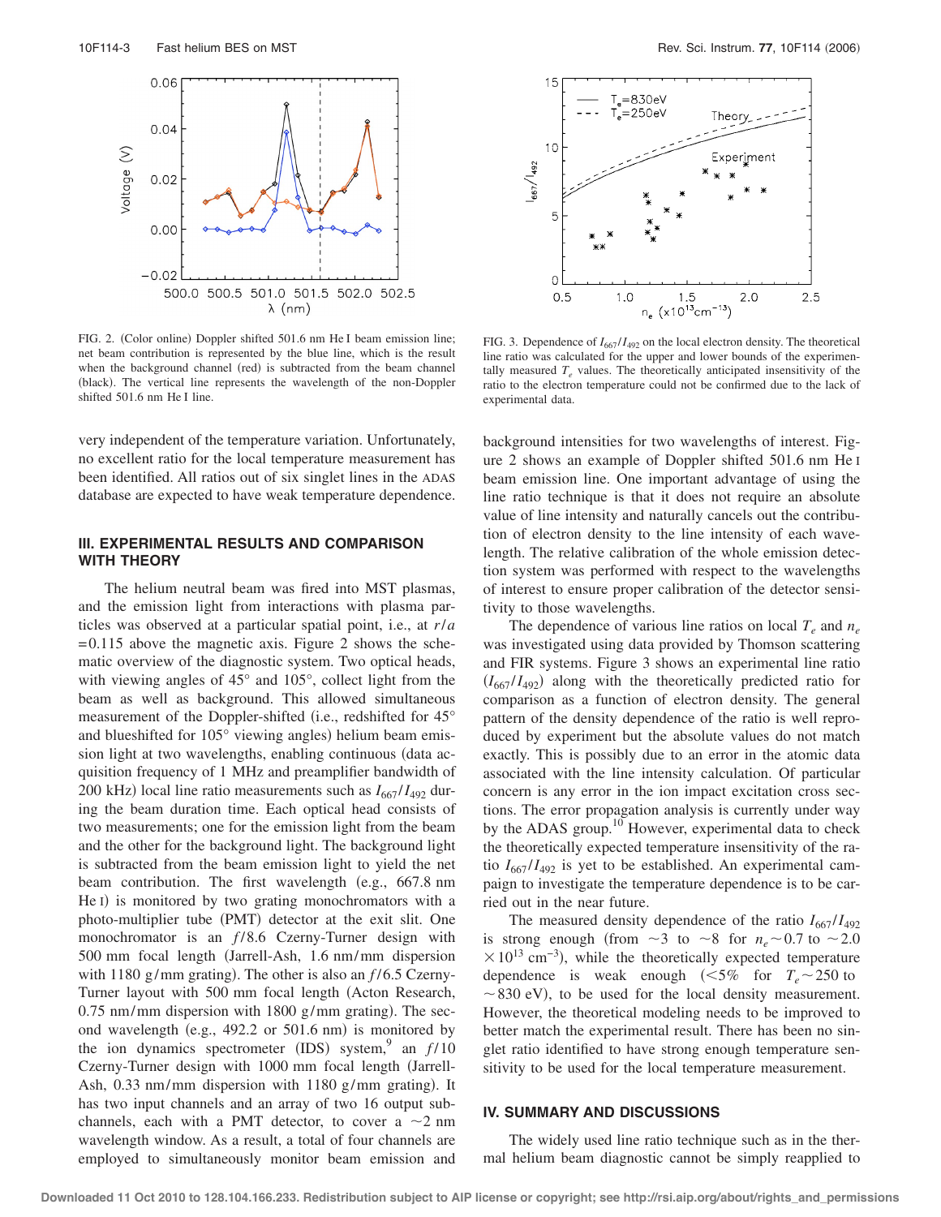FIG. 2. (Color online) Doppler shifted 501.6 nm He I beam emission line; net beam contribution is represented by the blue line, which is the result when the background channel (red) is subtracted from the beam channel (black). The vertical line represents the wavelength of the non-Doppler shifted 501.6 nm He I line.

very independent of the temperature variation. Unfortunately, no excellent ratio for the local temperature measurement has been identified. All ratios out of six singlet lines in the ADAS database are expected to have weak temperature dependence.

## III. EXPERIMENTAL RESULTS AND COMPARISON WITH THEORY

The helium neutral beam was fired into MST plasmas, and the emission light from interactions with plasma particles was observed at a particular spatial point, i.e., at $r/a = 0.115$ above the magnetic axis. Figure 2 shows the schematic overview of the diagnostic system. Two optical heads, with viewing angles of 45° and 105°, collect light from the beam as well as background. This allowed simultaneous measurement of the Doppler-shifted (i.e., redshifted for 45° and blueshifted for 105° viewing angles) helium beam emission light at two wavelengths, enabling continuous (data acquisition frequency of 1 MHz and preamplifier bandwidth of 200 kHz) local line ratio measurements such as $I_{667}/I_{492}$ during the beam duration time. Each optical head consists of two measurements; one for the emission light from the beam and the other for the background light. The background light is subtracted from the beam emission light to yield the net beam contribution. The first wavelength (e.g., 667.8 nm He I) is monitored by two grating monochromators with a photo-multiplier tube (PMT) detector at the exit slit. One monochromator is an $f/8.6$ Czerny-Turner design with 500 mm focal length (Jarrell-Ash, 1.6 nm/mm dispersion with 1180 g/mm grating). The other is also an $f/6.5$ Czerny-Turner layout with 500 mm focal length (Acton Research, 0.75 nm/mm dispersion with 1800 g/mm grating). The second wavelength (e.g., 492.2 or 501.6 nm) is monitored by the ion dynamics spectrometer (IDS) system,[9] an $f/10$ Czerny-Turner design with 1000 mm focal length (Jarrell-Ash, 0.33 nm/mm dispersion with 1180 g/mm grating). It has two input channels and an array of two 16 output subchannels, each with a PMT detector, to cover a ~2 nm wavelength window. As a result, a total of four channels are employed to simultaneously monitor beam emission and background intensities for two wavelengths of interest. Figure 2 shows an example of Doppler shifted 501.6 nm He I beam emission line. One important advantage of using the line ratio technique is that it does not require an absolute value of line intensity and naturally cancels out the contribution of electron density to the line intensity of each wavelength. The relative calibration of the whole emission detection system was performed with respect to the wavelengths of interest to ensure proper calibration of the detector sensitivity to those wavelengths.

FIG. 3. Dependence of $I_{667}/I_{492}$ on the local electron density. The theoretical line ratio was calculated for the upper and lower bounds of the experimentally measured $T_e$ values. The theoretically anticipated insensitivity of the ratio to the electron temperature could not be confirmed due to the lack of experimental data.

The dependence of various line ratios on local $T_e$ and $n_e$ was investigated using data provided by Thomson scattering and FIR systems. Figure 3 shows an experimental line ratio ($I_{667}/I_{492}$) along with the theoretically predicted ratio for comparison as a function of electron density. The general pattern of the density dependence of the ratio is well reproduced by experiment but the absolute values do not match exactly. This is possibly due to an error in the atomic data associated with the line intensity calculation. Of particular concern is any error in the ion impact excitation cross sections. The error propagation analysis is currently under way by the ADAS group.[10] However, experimental data to check the theoretically expected temperature insensitivity of the ratio $I_{667}/I_{492}$ is yet to be established. An experimental campaign to investigate the temperature dependence is to be carried out in the near future.

The measured density dependence of the ratio $I_{667}/I_{492}$ is strong enough (from ~3 to ~8 for $n_e$~0.7 to ~2.0 $\times 10^{13}$ cm$^{-3}$), while the theoretically expected temperature dependence is weak enough (<5% for $T_e$~250 to ~830 eV), to be used for the local density measurement. However, the theoretical modeling needs to be improved to better match the experimental result. There has been no singlet ratio identified to have strong enough temperature sensitivity to be used for the local temperature measurement.

## IV. SUMMARY AND DISCUSSIONS

The widely used line ratio technique such as in the thermal helium beam diagnostic cannot be simply reapplied to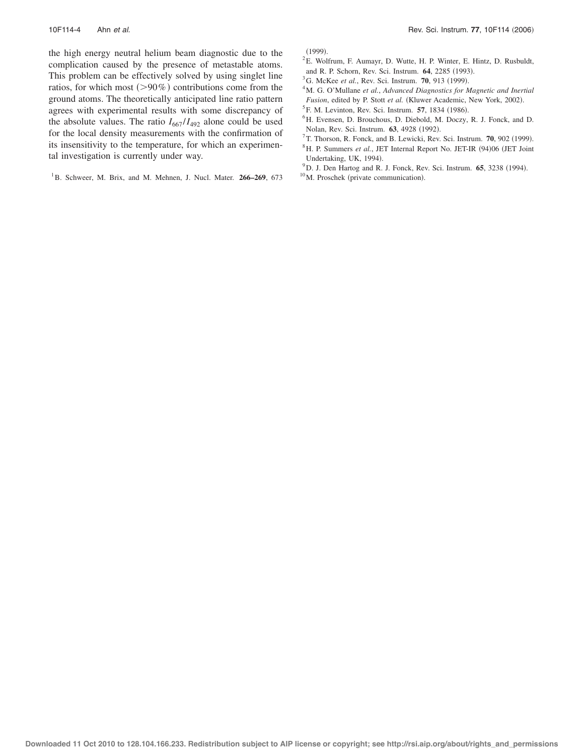the high energy neutral helium beam diagnostic due to the complication caused by the presence of metastable atoms. This problem can be effectively solved by using singlet line ratios, for which most (>90%) contributions come from the ground atoms. The theoretically anticipated line ratio pattern agrees with experimental results with some discrepancy of the absolute values. The ratio $I_{667}/I_{492}$ alone could be used for the local density measurements with the confirmation of its insensitivity to the temperature, for which an experimental investigation is currently under way.

[1] B. Schweer, M. Brix, and M. Mehnen, J. Nucl. Mater. **266–269**, 673 (1999).

[2] E. Wolfrum, F. Aumayr, D. Wutte, H. P. Winter, E. Hintz, D. Rusbuldt, and R. P. Schorn, Rev. Sci. Instrum. **64**, 2285 (1993).

[3] G. McKee *et al.*, Rev. Sci. Instrum. **70**, 913 (1999).

[4] M. G. O'Mullane *et al.*, *Advanced Diagnostics for Magnetic and Inertial Fusion*, edited by P. Stott *et al.* (Kluwer Academic, New York, 2002).

[5] F. M. Levinton, Rev. Sci. Instrum. **57**, 1834 (1986).

[6] H. Evensen, D. Brouchous, D. Diebold, M. Doczy, R. J. Fonck, and D. Nolan, Rev. Sci. Instrum. **63**, 4928 (1992).

[7] T. Thorson, R. Fonck, and B. Lewicki, Rev. Sci. Instrum. **70**, 902 (1999).

[8] H. P. Summers *et al.*, JET Internal Report No. JET-IR (94)06 (JET Joint Undertaking, UK, 1994).

[9] D. J. Den Hartog and R. J. Fonck, Rev. Sci. Instrum. **65**, 3238 (1994).

[10] M. Proschek (private communication).